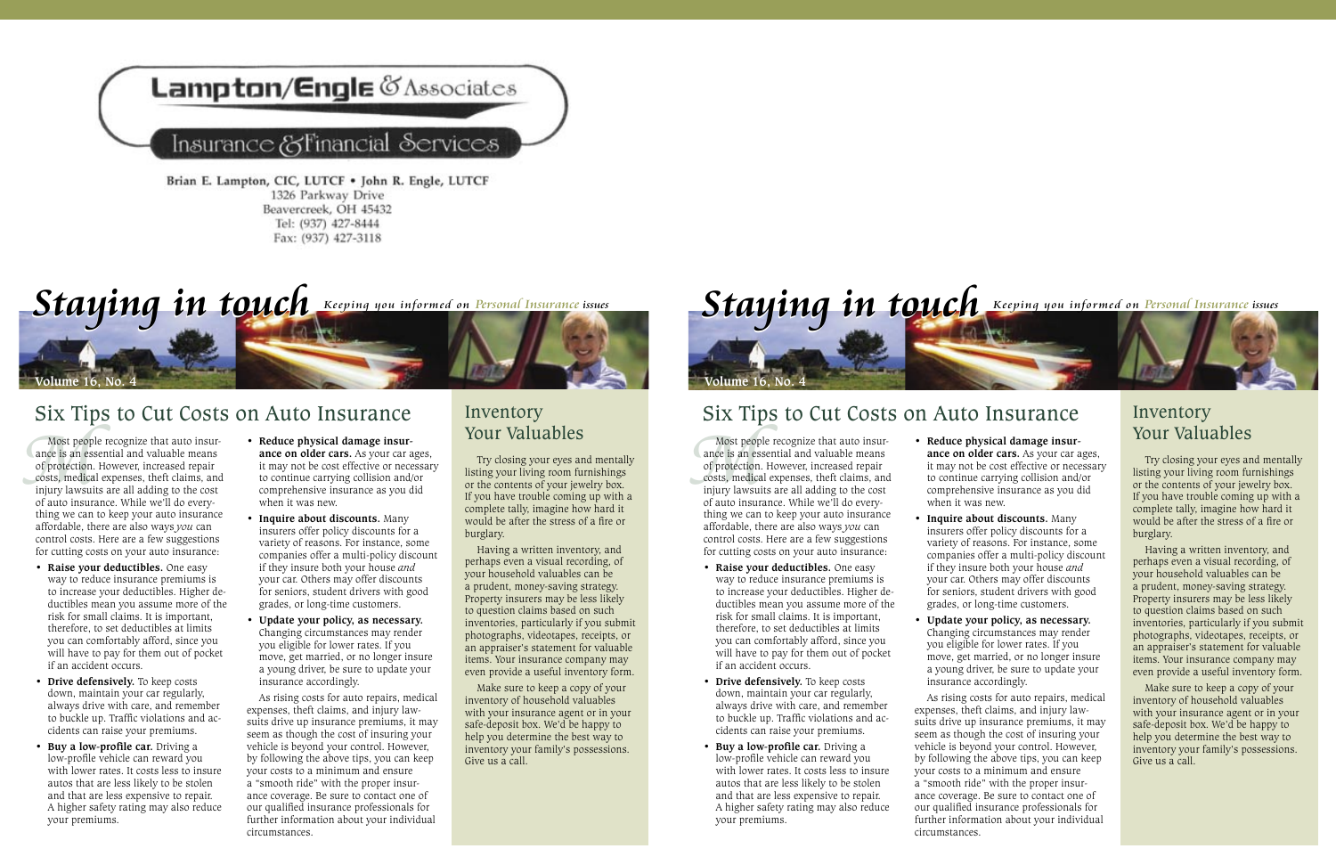Lampton/Engle & Associates

Insurance & Financial Services

Brian E. Lampton, CIC, LUTCF • John R. Engle, LUTCF
1326 Parkway Drive
Beavercreek, OH 45432
Tel: (937) 427-8444
Fax: (937) 427-3118

# Staying in touch

*Keeping you informed on Personal Insurance issues*

Volume 16, No. 4

## Six Tips to Cut Costs on Auto Insurance

Most people recognize that auto insurance is an essential and valuable means of protection. However, increased repair costs, medical expenses, theft claims, and injury lawsuits are all adding to the cost of auto insurance. While we'll do everything we can to keep your auto insurance affordable, there are also ways *you* can control costs. Here are a few suggestions for cutting costs on your auto insurance:

- **Raise your deductibles.** One easy way to reduce insurance premiums is to increase your deductibles. Higher deductibles mean you assume more of the risk for small claims. It is important, therefore, to set deductibles at limits you can comfortably afford, since you will have to pay for them out of pocket if an accident occurs.
- **Drive defensively.** To keep costs down, maintain your car regularly, always drive with care, and remember to buckle up. Traffic violations and accidents can raise your premiums.
- **Buy a low-profile car.** Driving a low-profile vehicle can reward you with lower rates. It costs less to insure autos that are less likely to be stolen and that are less expensive to repair. A higher safety rating may also reduce your premiums.
- **Reduce physical damage insurance on older cars.** As your car ages, it may not be cost effective or necessary to continue carrying collision and/or comprehensive insurance as you did when it was new.
- **Inquire about discounts.** Many insurers offer policy discounts for a variety of reasons. For instance, some companies offer a multi-policy discount if they insure both your house *and* your car. Others may offer discounts for seniors, student drivers with good grades, or long-time customers.
- **Update your policy, as necessary.** Changing circumstances may render you eligible for lower rates. If you move, get married, or no longer insure a young driver, be sure to update your insurance accordingly.

As rising costs for auto repairs, medical expenses, theft claims, and injury lawsuits drive up insurance premiums, it may seem as though the cost of insuring your vehicle is beyond your control. However, by following the above tips, you can keep your costs to a minimum and ensure a "smooth ride" with the proper insurance coverage. Be sure to contact one of our qualified insurance professionals for further information about your individual circumstances.

## Inventory Your Valuables

Try closing your eyes and mentally listing your living room furnishings or the contents of your jewelry box. If you have trouble coming up with a complete tally, imagine how hard it would be after the stress of a fire or burglary.

Having a written inventory, and perhaps even a visual recording, of your household valuables can be a prudent, money-saving strategy. Property insurers may be less likely to question claims based on such inventories, particularly if you submit photographs, videotapes, receipts, or an appraiser's statement for valuable items. Your insurance company may even provide a useful inventory form.

Make sure to keep a copy of your inventory of household valuables with your insurance agent or in your safe-deposit box. We'd be happy to help you determine the best way to inventory your family's possessions. Give us a call.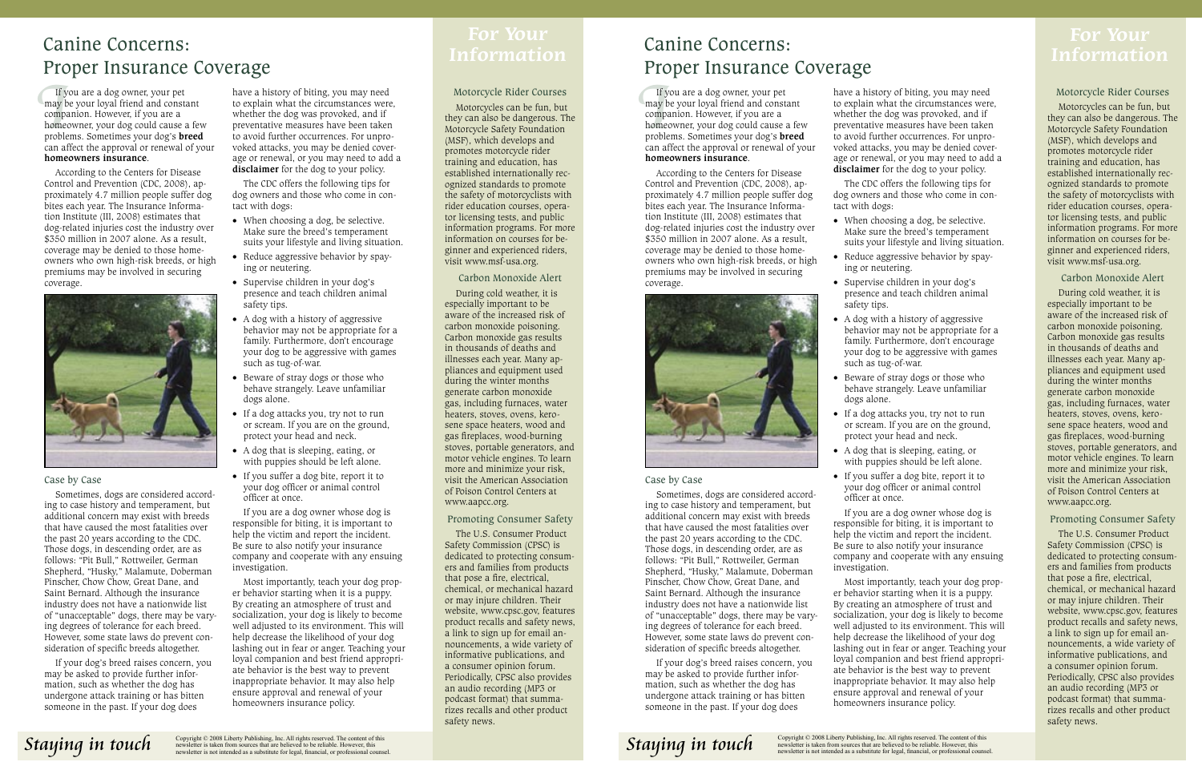# Canine Concerns: Proper Insurance Coverage

If you are a dog owner, your pet may be your loyal friend and constant companion. However, if you are a homeowner, your dog could cause a few problems. Sometimes your dog's **breed** can affect the approval or renewal of your **homeowners insurance**.

According to the Centers for Disease Control and Prevention (CDC, 2008), approximately 4.7 million people suffer dog bites each year. The Insurance Information Institute (III, 2008) estimates that dog-related injuries cost the industry over $350 million in 2007 alone. As a result, coverage may be denied to those homeowners who own high-risk breeds, or high premiums may be involved in securing coverage.

### Case by Case

Sometimes, dogs are considered according to case history and temperament, but additional concern may exist with breeds that have caused the most fatalities over the past 20 years according to the CDC. Those dogs, in descending order, are as follows: "Pit Bull," Rottweiler, German Shepherd, "Husky," Malamute, Doberman Pinscher, Chow Chow, Great Dane, and Saint Bernard. Although the insurance industry does not have a nationwide list of "unacceptable" dogs, there may be varying degrees of tolerance for each breed. However, some state laws do prevent consideration of specific breeds altogether.

If your dog's breed raises concern, you may be asked to provide further information, such as whether the dog has undergone attack training or has bitten someone in the past. If your dog does have a history of biting, you may need to explain what the circumstances were, whether the dog was provoked, and if preventative measures have been taken to avoid further occurrences. For unprovoked attacks, you may be denied coverage or renewal, or you may need to add a **disclaimer** for the dog to your policy.

The CDC offers the following tips for dog owners and those who come in contact with dogs:

- When choosing a dog, be selective. Make sure the breed's temperament suits your lifestyle and living situation.
- Reduce aggressive behavior by spaying or neutering.
- Supervise children in your dog's presence and teach children animal safety tips.
- A dog with a history of aggressive behavior may not be appropriate for a family. Furthermore, don't encourage your dog to be aggressive with games such as tug-of-war.
- Beware of stray dogs or those who behave strangely. Leave unfamiliar dogs alone.
- If a dog attacks you, try not to run or scream. If you are on the ground, protect your head and neck.
- A dog that is sleeping, eating, or with puppies should be left alone.
- If you suffer a dog bite, report it to your dog officer or animal control officer at once.

If you are a dog owner whose dog is responsible for biting, it is important to help the victim and report the incident. Be sure to also notify your insurance company and cooperate with any ensuing investigation.

Most importantly, teach your dog proper behavior starting when it is a puppy. By creating an atmosphere of trust and socialization, your dog is likely to become well adjusted to its environment. This will help decrease the likelihood of your dog lashing out in fear or anger. Teaching your loyal companion and best friend appropriate behavior is the best way to prevent inappropriate behavior. It may also help ensure approval and renewal of your homeowners insurance policy.

# For Your Information

### Motorcycle Rider Courses

Motorcycles can be fun, but they can also be dangerous. The Motorcycle Safety Foundation (MSF), which develops and promotes motorcycle rider training and education, has established internationally recognized standards to promote the safety of motorcyclists with rider education courses, operator licensing tests, and public information programs. For more information on courses for beginner and experienced riders, visit www.msf-usa.org.

### Carbon Monoxide Alert

During cold weather, it is especially important to be aware of the increased risk of carbon monoxide poisoning. Carbon monoxide gas results in thousands of deaths and illnesses each year. Many appliances and equipment used during the winter months generate carbon monoxide gas, including furnaces, water heaters, stoves, ovens, kerosene space heaters, wood and gas fireplaces, wood-burning stoves, portable generators, and motor vehicle engines. To learn more and minimize your risk, visit the American Association of Poison Control Centers at www.aapcc.org.

### Promoting Consumer Safety

The U.S. Consumer Product Safety Commission (CPSC) is dedicated to protecting consumers and families from products that pose a fire, electrical, chemical, or mechanical hazard or may injure children. Their website, www.cpsc.gov, features product recalls and safety news, a link to sign up for email announcements, a wide variety of informative publications, and a consumer opinion forum. Periodically, CPSC also provides an audio recording (MP3 or podcast format) that summarizes recalls and other product safety news.

*Staying in touch*

Copyright © 2008 Liberty Publishing, Inc. All rights reserved. The content of this newsletter is taken from sources that are believed to be reliable. However, this newsletter is not intended as a substitute for legal, financial, or professional counsel.